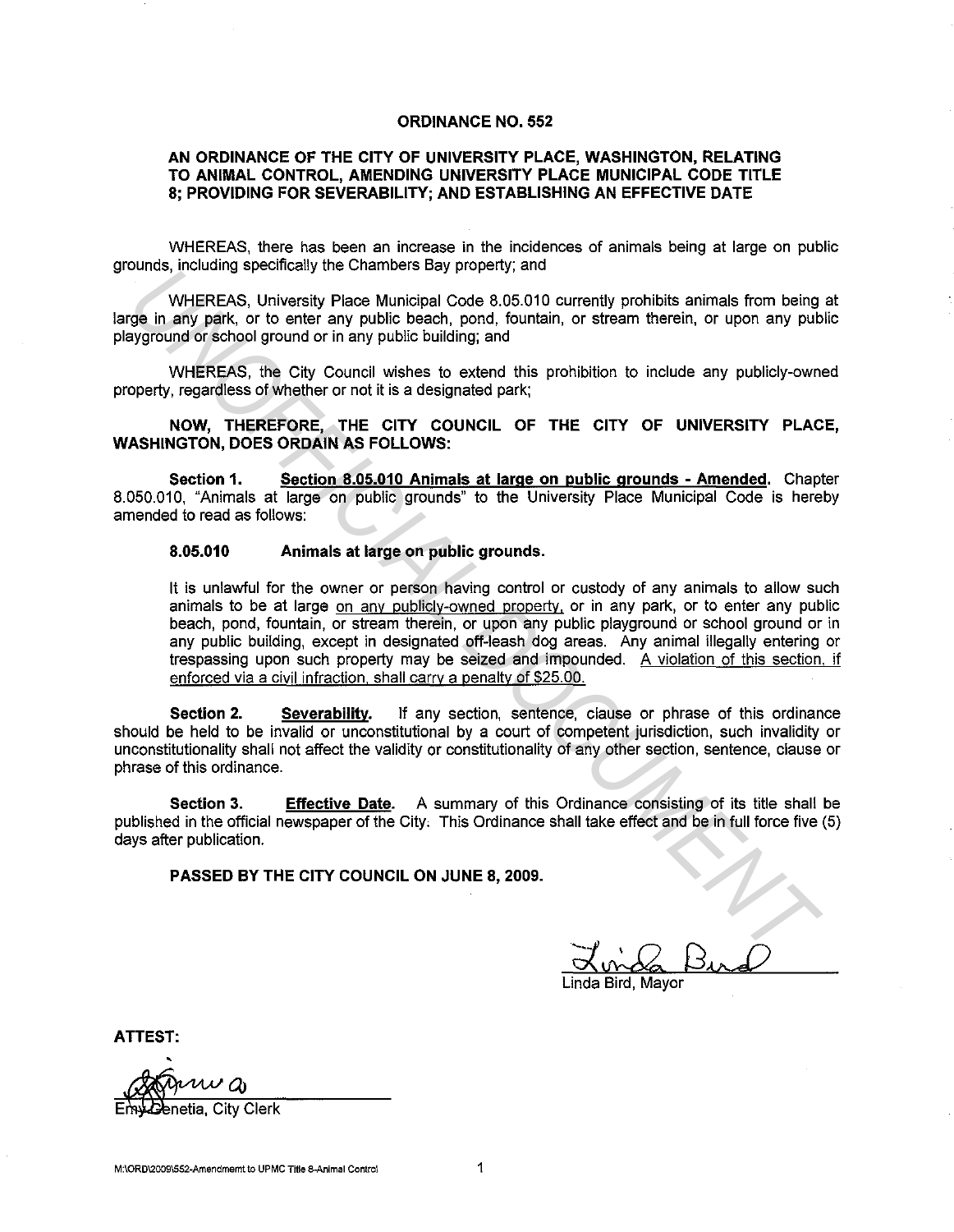**ORDINANCE NO. 552**

**AN ORDINANCE OF THE CITY OF UNIVERSITY PLACE, WASHINGTON, RELATING TO ANIMAL CONTROL, AMENDING UNIVERSITY PLACE MUNICIPAL CODE TITLE 8; PROVIDING FOR SEVERABILITY; AND ESTABLISHING AN EFFECTIVE DATE**

WHEREAS, there has been an increase in the incidences of animals being at large on public grounds, including specifically the Chambers Bay property; and

WHEREAS, University Place Municipal Code 8.05.010 currently prohibits animals from being at large in any park, or to enter any public beach, pond, fountain, or stream therein, or upon any public playground or school ground or in any public building; and

WHEREAS, the City Council wishes to extend this prohibition to include any publicly-owned property, regardless of whether or not it is a designated park;

**NOW, THEREFORE, THE CITY COUNCIL OF THE CITY OF UNIVERSITY PLACE, WASHINGTON, DOES ORDAIN AS FOLLOWS:**

**Section 1.** **Section 8.05.010 Animals at large on public grounds - Amended.** Chapter 8.050.010, "Animals at large on public grounds" to the University Place Municipal Code is hereby amended to read as follows:

> **8.05.010 Animals at large on public grounds.**
>
> It is unlawful for the owner or person having control or custody of any animals to allow such animals to be at large on any publicly-owned property, or in any park, or to enter any public beach, pond, fountain, or stream therein, or upon any public playground or school ground or in any public building, except in designated off-leash dog areas. Any animal illegally entering or trespassing upon such property may be seized and impounded. A violation of this section, if enforced via a civil infraction, shall carry a penalty of $25.00.

**Section 2.** **Severability.** If any section, sentence, clause or phrase of this ordinance should be held to be invalid or unconstitutional by a court of competent jurisdiction, such invalidity or unconstitutionality shall not affect the validity or constitutionality of any other section, sentence, clause or phrase of this ordinance.

**Section 3.** **Effective Date.** A summary of this Ordinance consisting of its title shall be published in the official newspaper of the City. This Ordinance shall take effect and be in full force five (5) days after publication.

**PASSED BY THE CITY COUNCIL ON JUNE 8, 2009.**

Linda Bird, Mayor

**ATTEST:**

Emy Genetia, City Clerk

M:\ORD\2009\552-Amendmemt to UPMC Title 8-Animal Control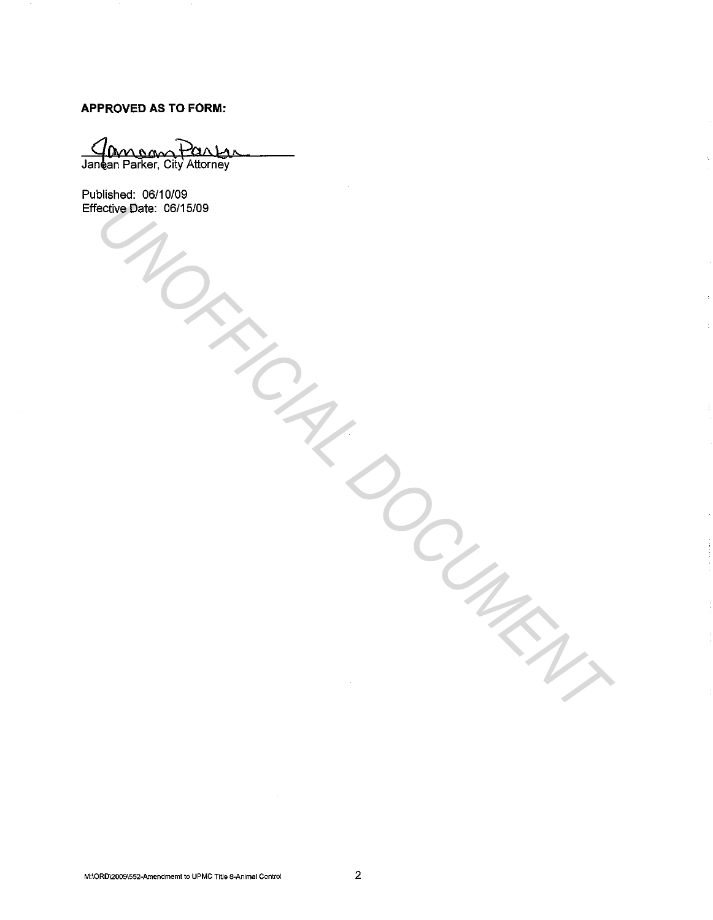**APPROVED AS TO FORM:**

Janean Parker, City Attorney

Published: 06/10/09
Effective Date: 06/15/09

UNOFFICIAL DOCUMENT

M:\ORD\2009\552-Amendmemt to UPMC Title 8-Animal Control